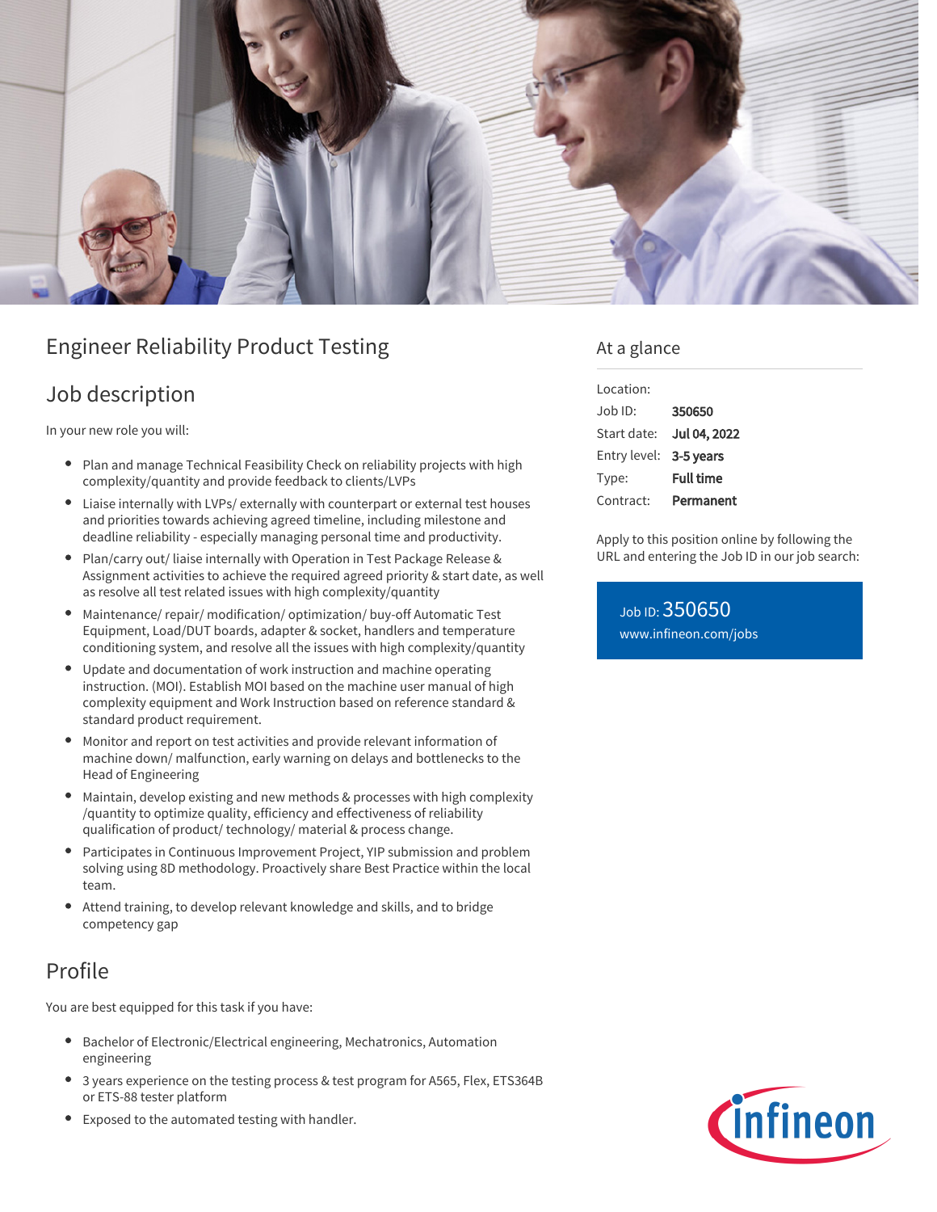# Engineer Reliability Product Testing

## Job description

In your new role you will:

- Plan and manage Technical Feasibility Check on reliability projects with high complexity/quantity and provide feedback to clients/LVPs
- Liaise internally with LVPs/ externally with counterpart or external test houses and priorities towards achieving agreed timeline, including milestone and deadline reliability - especially managing personal time and productivity.
- Plan/carry out/ liaise internally with Operation in Test Package Release & Assignment activities to achieve the required agreed priority & start date, as well as resolve all test related issues with high complexity/quantity
- Maintenance/ repair/ modification/ optimization/ buy-off Automatic Test Equipment, Load/DUT boards, adapter & socket, handlers and temperature conditioning system, and resolve all the issues with high complexity/quantity
- Update and documentation of work instruction and machine operating instruction. (MOI). Establish MOI based on the machine user manual of high complexity equipment and Work Instruction based on reference standard & standard product requirement.
- Monitor and report on test activities and provide relevant information of machine down/ malfunction, early warning on delays and bottlenecks to the Head of Engineering
- Maintain, develop existing and new methods & processes with high complexity /quantity to optimize quality, efficiency and effectiveness of reliability qualification of product/ technology/ material & process change.
- Participates in Continuous Improvement Project, YIP submission and problem solving using 8D methodology. Proactively share Best Practice within the local team.
- Attend training, to develop relevant knowledge and skills, and to bridge competency gap

## Profile

You are best equipped for this task if you have:

- Bachelor of Electronic/Electrical engineering, Mechatronics, Automation engineering
- 3 years experience on the testing process & test program for A565, Flex, ETS364B or ETS-88 tester platform
- Exposed to the automated testing with handler.

## At a glance

| | |
|---|---|
| Location: | |
| Job ID: | **350650** |
| Start date: | **Jul 04, 2022** |
| Entry level: | **3-5 years** |
| Type: | **Full time** |
| Contract: | **Permanent** |

Apply to this position online by following the URL and entering the Job ID in our job search:

Job ID: 350650
www.infineon.com/jobs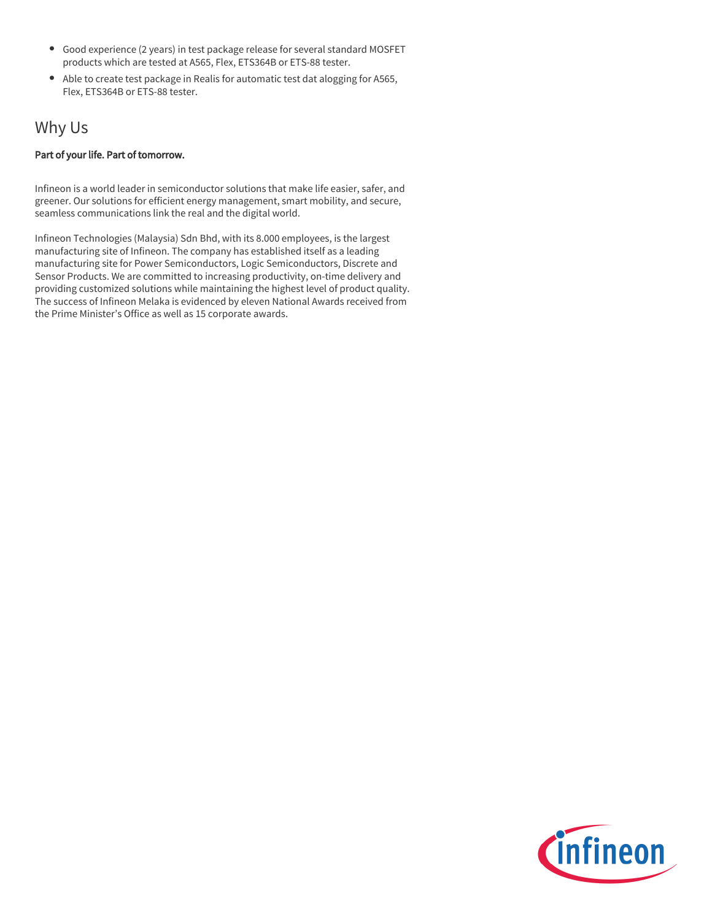- Good experience (2 years) in test package release for several standard MOSFET products which are tested at A565, Flex, ETS364B or ETS-88 tester.
- Able to create test package in Realis for automatic test dat alogging for A565, Flex, ETS364B or ETS-88 tester.

## Why Us

**Part of your life. Part of tomorrow.**

Infineon is a world leader in semiconductor solutions that make life easier, safer, and greener. Our solutions for efficient energy management, smart mobility, and secure, seamless communications link the real and the digital world.

Infineon Technologies (Malaysia) Sdn Bhd, with its 8.000 employees, is the largest manufacturing site of Infineon. The company has established itself as a leading manufacturing site for Power Semiconductors, Logic Semiconductors, Discrete and Sensor Products. We are committed to increasing productivity, on-time delivery and providing customized solutions while maintaining the highest level of product quality. The success of Infineon Melaka is evidenced by eleven National Awards received from the Prime Minister's Office as well as 15 corporate awards.